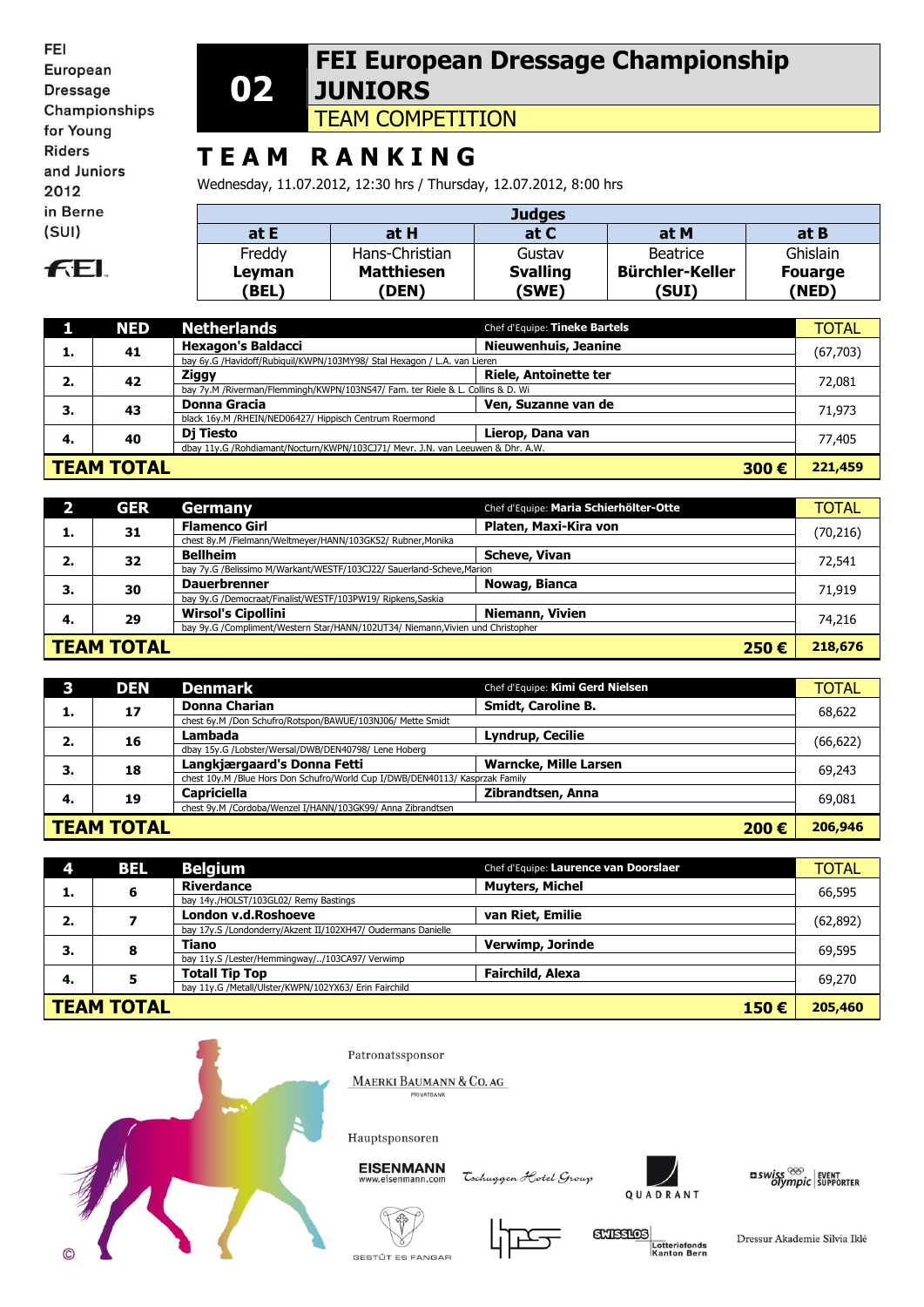FEI European Dressage Championships for Young Riders and Juniors 2012 in Berne (SUI)

# 02 FEI European Dressage Championship JUNIORS

## TEAM COMPETITION

## TEAM RANKING

Wednesday, 11.07.2012, 12:30 hrs / Thursday, 12.07.2012, 8:00 hrs

| Judges | | | | |
|---|---|---|---|---|
| at E | at H | at C | at M | at B |
| Freddy **Leyman** **(BEL)** | Hans-Christian **Matthiesen** **(DEN)** | Gustav **Svalling** **(SWE)** | Beatrice **Bürchler-Keller** **(SUI)** | Ghislain **Fouarge** **(NED)** |

| 1 | NED | Netherlands | Chef d'Equipe: **Tineke Bartels** | TOTAL |
|---|---|---|---|---|
| 1. | 41 | **Hexagon's Baldacci**<br>bay 6y.G /Havidoff/Rubiquil/KWPN/103MY98/ Stal Hexagon / L.A. van Lieren | **Nieuwenhuis, Jeanine** | (67,703) |
| 2. | 42 | **Ziggy**<br>bay 7y.M /Riverman/Flemmingh/KWPN/103NS47/ Fam. ter Riele & L. Collins & D. Wi | **Riele, Antoinette ter** | 72,081 |
| 3. | 43 | **Donna Gracia**<br>black 16y.M /RHEIN/NED06427/ Hippisch Centrum Roermond | **Ven, Suzanne van de** | 71,973 |
| 4. | 40 | **Dj Tiesto**<br>dbay 11y.G /Rohdiamant/Nocturn/KWPN/103CJ71/ Mevr. J.N. van Leeuwen & Dhr. A.W. | **Lierop, Dana van** | 77,405 |
| **TEAM TOTAL** | | | **300 €** | **221,459** |

| 2 | GER | Germany | Chef d'Equipe: **Maria Schierhölter-Otte** | TOTAL |
|---|---|---|---|---|
| 1. | 31 | **Flamenco Girl**<br>chest 8y.M /Fielmann/Weltmeyer/HANN/103GK52/ Rubner,Monika | **Platen, Maxi-Kira von** | (70,216) |
| 2. | 32 | **Bellheim**<br>bay 7y.G /Belissimo M/Warkant/WESTF/103CJ22/ Sauerland-Scheve,Marion | **Scheve, Vivan** | 72,541 |
| 3. | 30 | **Dauerbrenner**<br>bay 9y.G /Democraat/Finalist/WESTF/103PW19/ Ripkens,Saskia | **Nowag, Bianca** | 71,919 |
| 4. | 29 | **Wirsol's Cipollini**<br>bay 9y.G /Compliment/Western Star/HANN/102UT34/ Niemann,Vivien und Christopher | **Niemann, Vivien** | 74,216 |
| **TEAM TOTAL** | | | **250 €** | **218,676** |

| 3 | DEN | Denmark | Chef d'Equipe: **Kimi Gerd Nielsen** | TOTAL |
|---|---|---|---|---|
| 1. | 17 | **Donna Charian**<br>chest 6y.M /Don Schufro/Rotspon/BAWUE/103NJ06/ Mette Smidt | **Smidt, Caroline B.** | 68,622 |
| 2. | 16 | **Lambada**<br>dbay 15y.G /Lobster/Wersal/DWB/DEN40798/ Lene Hoberg | **Lyndrup, Cecilie** | (66,622) |
| 3. | 18 | **Langkjærgaard's Donna Fetti**<br>chest 10y.M /Blue Hors Don Schufro/World Cup I/DWB/DEN40113/ Kasprzak Family | **Warncke, Mille Larsen** | 69,243 |
| 4. | 19 | **Capricielle**<br>chest 9y.M /Cordoba/Wenzel I/HANN/103GK99/ Anna Zibrandtsen | **Zibrandtsen, Anna** | 69,081 |
| **TEAM TOTAL** | | | **200 €** | **206,946** |

| 4 | BEL | Belgium | Chef d'Equipe: **Laurence van Doorslaer** | TOTAL |
|---|---|---|---|---|
| 1. | 6 | **Riverdance**<br>bay 14y./HOLST/103GL02/ Remy Bastings | **Muyters, Michel** | 66,595 |
| 2. | 7 | **London v.d.Roshoeve**<br>bay 17y.S /Londonderry/Akzent II/102XH47/ Oudermans Danielle | **van Riet, Emilie** | (62,892) |
| 3. | 8 | **Tiano**<br>bay 11y.S /Lester/Hemmingway/../103CA97/ Verwimp | **Verwimp, Jorinde** | 69,595 |
| 4. | 5 | **Totall Tip Top**<br>bay 11y.G /Metall/Ulster/KWPN/102YX63/ Erin Fairchild | **Fairchild, Alexa** | 69,270 |
| **TEAM TOTAL** | | | **150 €** | **205,460** |

Patronatssponsor

MAERKI BAUMANN & CO. AG PRIVATBANK

Hauptsponsoren

EISENMANN www.eisenmann.com · Tschuggen Hotel Group · QUADRANT · swiss olympic EVENT SUPPORTER · GESTÜT ES FANGAR · SWISSLOS Lotteriefonds Kanton Bern · Dressur Akademie Silvia Iklé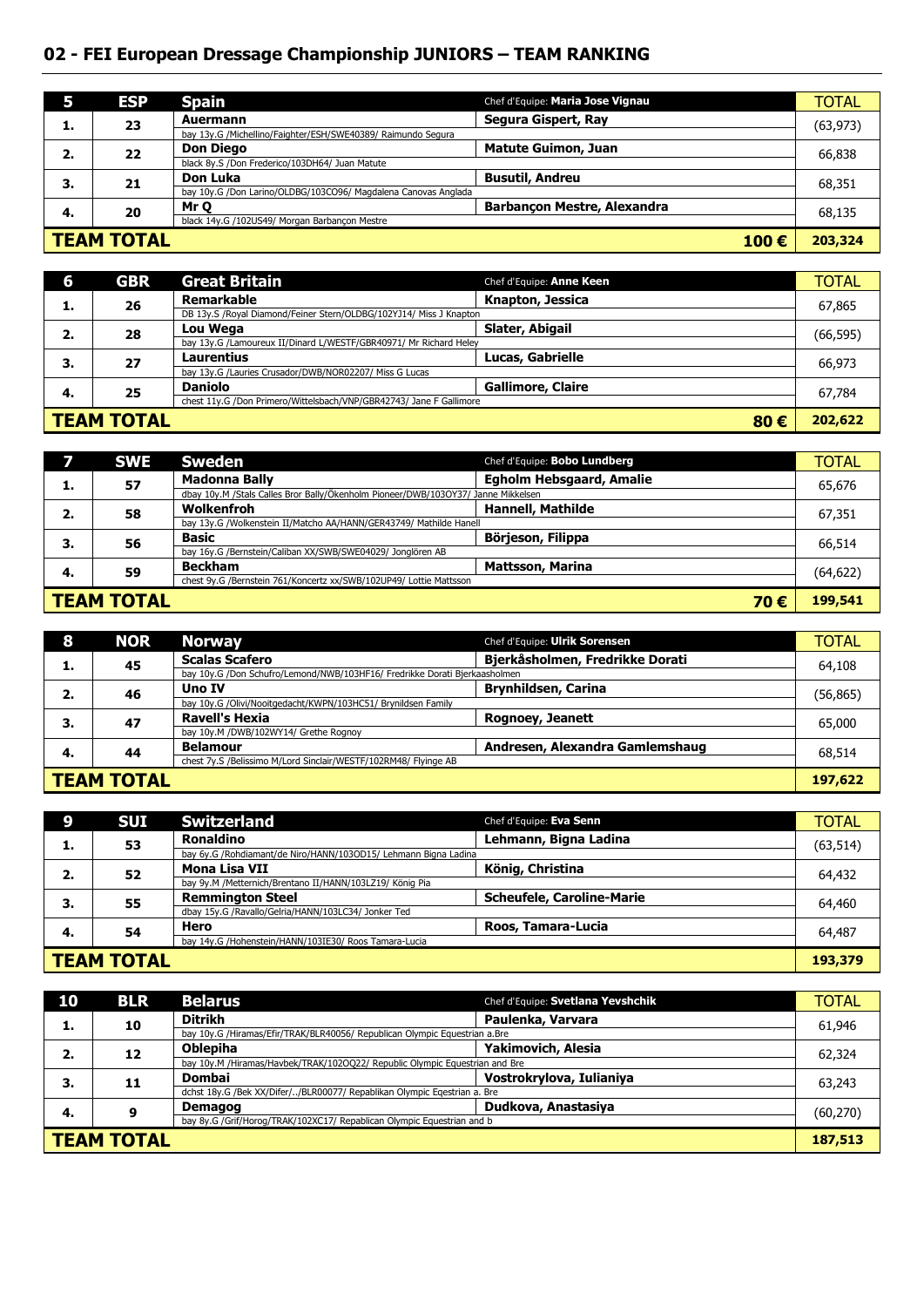## 02 - FEI European Dressage Championship JUNIORS – TEAM RANKING

| 5 | ESP | Spain | Chef d'Equipe: **Maria Jose Vignau** | TOTAL |
|---|---|---|---|---|
| 1. | 23 | **Auermann**<br>bay 13y.G /Michellino/Faighter/ESH/SWE40389/ Raimundo Segura | **Segura Gispert, Ray** | (63,973) |
| 2. | 22 | **Don Diego**<br>black 8y.S /Don Frederico/103DH64/ Juan Matute | **Matute Guimon, Juan** | 66,838 |
| 3. | 21 | **Don Luka**<br>bay 10y.G /Don Larino/OLDBG/103CO96/ Magdalena Canovas Anglada | **Busutil, Andreu** | 68,351 |
| 4. | 20 | **Mr Q**<br>black 14y.G /102US49/ Morgan Barbançon Mestre | **Barbançon Mestre, Alexandra** | 68,135 |
| **TEAM TOTAL** | | | **100 €** | **203,324** |

| 6 | GBR | Great Britain | Chef d'Equipe: **Anne Keen** | TOTAL |
|---|---|---|---|---|
| 1. | 26 | **Remarkable**<br>DB 13y.S /Royal Diamond/Feiner Stern/OLDBG/102YJ14/ Miss J Knapton | **Knapton, Jessica** | 67,865 |
| 2. | 28 | **Lou Wega**<br>bay 13y.G /Lamoureux II/Dinard L/WESTF/GBR40971/ Mr Richard Heley | **Slater, Abigail** | (66,595) |
| 3. | 27 | **Laurentius**<br>bay 13y.G /Lauries Crusador/DWB/NOR02207/ Miss G Lucas | **Lucas, Gabrielle** | 66,973 |
| 4. | 25 | **Daniolo**<br>chest 11y.G /Don Primero/Wittelsbach/VNP/GBR42743/ Jane F Gallimore | **Gallimore, Claire** | 67,784 |
| **TEAM TOTAL** | | | **80 €** | **202,622** |

| 7 | SWE | Sweden | Chef d'Equipe: **Bobo Lundberg** | TOTAL |
|---|---|---|---|---|
| 1. | 57 | **Madonna Bally**<br>dbay 10y.M /Stals Calles Bror Bally/Ökenholm Pioneer/DWB/103OY37/ Janne Mikkelsen | **Egholm Hebsgaard, Amalie** | 65,676 |
| 2. | 58 | **Wolkenfroh**<br>bay 13y.G /Wolkenstein II/Matcho AA/HANN/GER43749/ Mathilde Hanell | **Hannell, Mathilde** | 67,351 |
| 3. | 56 | **Basic**<br>bay 16y.G /Bernstein/Caliban XX/SWB/SWE04029/ Jonglören AB | **Börjeson, Filippa** | 66,514 |
| 4. | 59 | **Beckham**<br>chest 9y.G /Bernstein 761/Koncertz xx/SWB/102UP49/ Lottie Mattsson | **Mattsson, Marina** | (64,622) |
| **TEAM TOTAL** | | | **70 €** | **199,541** |

| 8 | NOR | Norway | Chef d'Equipe: **Ulrik Sorensen** | TOTAL |
|---|---|---|---|---|
| 1. | 45 | **Scalas Scafero**<br>bay 10y.G /Don Schufro/Lemond/NWB/103HF16/ Fredrikke Dorati Bjerkaasholmen | **Bjerkåsholmen, Fredrikke Dorati** | 64,108 |
| 2. | 46 | **Uno IV**<br>bay 10y.G /Olivi/Nooitgedacht/KWPN/103HC51/ Brynildsen Family | **Brynhildsen, Carina** | (56,865) |
| 3. | 47 | **Ravell's Hexia**<br>bay 10y.M /DWB/102WY14/ Grethe Rognoy | **Rognoey, Jeanett** | 65,000 |
| 4. | 44 | **Belamour**<br>chest 7y.S /Belissimo M/Lord Sinclair/WESTF/102RM48/ Flyinge AB | **Andresen, Alexandra Gamlemshaug** | 68,514 |
| **TEAM TOTAL** | | | | **197,622** |

| 9 | SUI | Switzerland | Chef d'Equipe: **Eva Senn** | TOTAL |
|---|---|---|---|---|
| 1. | 53 | **Ronaldino**<br>bay 6y.G /Rohdiamant/de Niro/HANN/103OD15/ Lehmann Bigna Ladina | **Lehmann, Bigna Ladina** | (63,514) |
| 2. | 52 | **Mona Lisa VII**<br>bay 9y.M /Metternich/Brentano II/HANN/103LZ19/ König Pia | **König, Christina** | 64,432 |
| 3. | 55 | **Remmington Steel**<br>dbay 15y.G /Ravallo/Gelria/HANN/103LC34/ Jonker Ted | **Scheufele, Caroline-Marie** | 64,460 |
| 4. | 54 | **Hero**<br>bay 14y.G /Hohenstein/HANN/103IE30/ Roos Tamara-Lucia | **Roos, Tamara-Lucia** | 64,487 |
| **TEAM TOTAL** | | | | **193,379** |

| 10 | BLR | Belarus | Chef d'Equipe: **Svetlana Yevshchik** | TOTAL |
|---|---|---|---|---|
| 1. | 10 | **Ditrikh**<br>bay 10y.G /Hiramas/Efir/TRAK/BLR40056/ Republican Olympic Equestrian a.Bre | **Paulenka, Varvara** | 61,946 |
| 2. | 12 | **Oblepiha**<br>bay 10y.M /Hiramas/Havbek/TRAK/102OQ22/ Republic Olympic Equestrian and Bre | **Yakimovich, Alesia** | 62,324 |
| 3. | 11 | **Dombai**<br>dchst 18y.G /Bek XX/Difer/../BLR00077/ Repablikan Olympic Eqestrian a. Bre | **Vostrokrylova, Iulianiya** | 63,243 |
| 4. | 9 | **Demagog**<br>bay 8y.G /Grif/Horog/TRAK/102XC17/ Repablican Olympic Equestrian and b | **Dudkova, Anastasiya** | (60,270) |
| **TEAM TOTAL** | | | | **187,513** |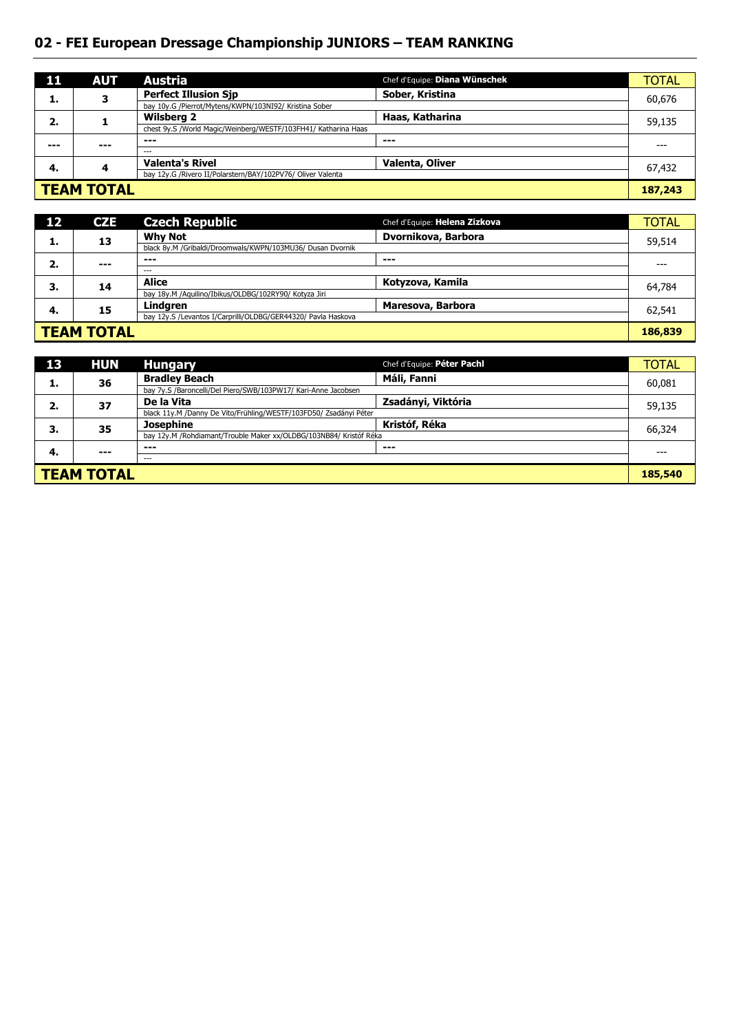## 02 - FEI European Dressage Championship JUNIORS – TEAM RANKING

| 11 | AUT | Austria | Chef d'Equipe: **Diana Wünschek** | TOTAL |
|---|---|---|---|---|
| 1. | 3 | **Perfect Illusion Sjp**<br>bay 10y.G /Pierrot/Mytens/KWPN/103NI92/ Kristina Sober | **Sober, Kristina** | 60,676 |
| 2. | 1 | **Wilsberg 2**<br>chest 9y.S /World Magic/Weinberg/WESTF/103FH41/ Katharina Haas | **Haas, Katharina** | 59,135 |
| --- | --- | ---<br>--- | --- | --- |
| 4. | 4 | **Valenta's Rivel**<br>bay 12y.G /Rivero II/Polarstern/BAY/102PV76/ Oliver Valenta | **Valenta, Oliver** | 67,432 |
| **TEAM TOTAL** | | | | **187,243** |

| 12 | CZE | Czech Republic | Chef d'Equipe: **Helena Zizkova** | TOTAL |
|---|---|---|---|---|
| 1. | 13 | **Why Not**<br>black 8y.M /Gribaldi/Droomwals/KWPN/103MU36/ Dusan Dvornik | **Dvornikova, Barbora** | 59,514 |
| 2. | --- | ---<br>--- | --- | --- |
| 3. | 14 | **Alice**<br>bay 18y.M /Aquilino/Ibikus/OLDBG/102RY90/ Kotyza Jiri | **Kotyzova, Kamila** | 64,784 |
| 4. | 15 | **Lindgren**<br>bay 12y.S /Levantos I/Carprilli/OLDBG/GER44320/ Pavla Haskova | **Maresova, Barbora** | 62,541 |
| **TEAM TOTAL** | | | | **186,839** |

| 13 | HUN | Hungary | Chef d'Equipe: **Péter Pachl** | TOTAL |
|---|---|---|---|---|
| 1. | 36 | **Bradley Beach**<br>bay 7y.S /Baroncelli/Del Piero/SWB/103PW17/ Kari-Anne Jacobsen | **Máli, Fanni** | 60,081 |
| 2. | 37 | **De la Vita**<br>black 11y.M /Danny De Vito/Frühling/WESTF/103FD50/ Zsadányi Péter | **Zsadányi, Viktória** | 59,135 |
| 3. | 35 | **Josephine**<br>bay 12y.M /Rohdiamant/Trouble Maker xx/OLDBG/103NB84/ Kristóf Réka | **Kristóf, Réka** | 66,324 |
| 4. | --- | ---<br>--- | --- | --- |
| **TEAM TOTAL** | | | | **185,540** |